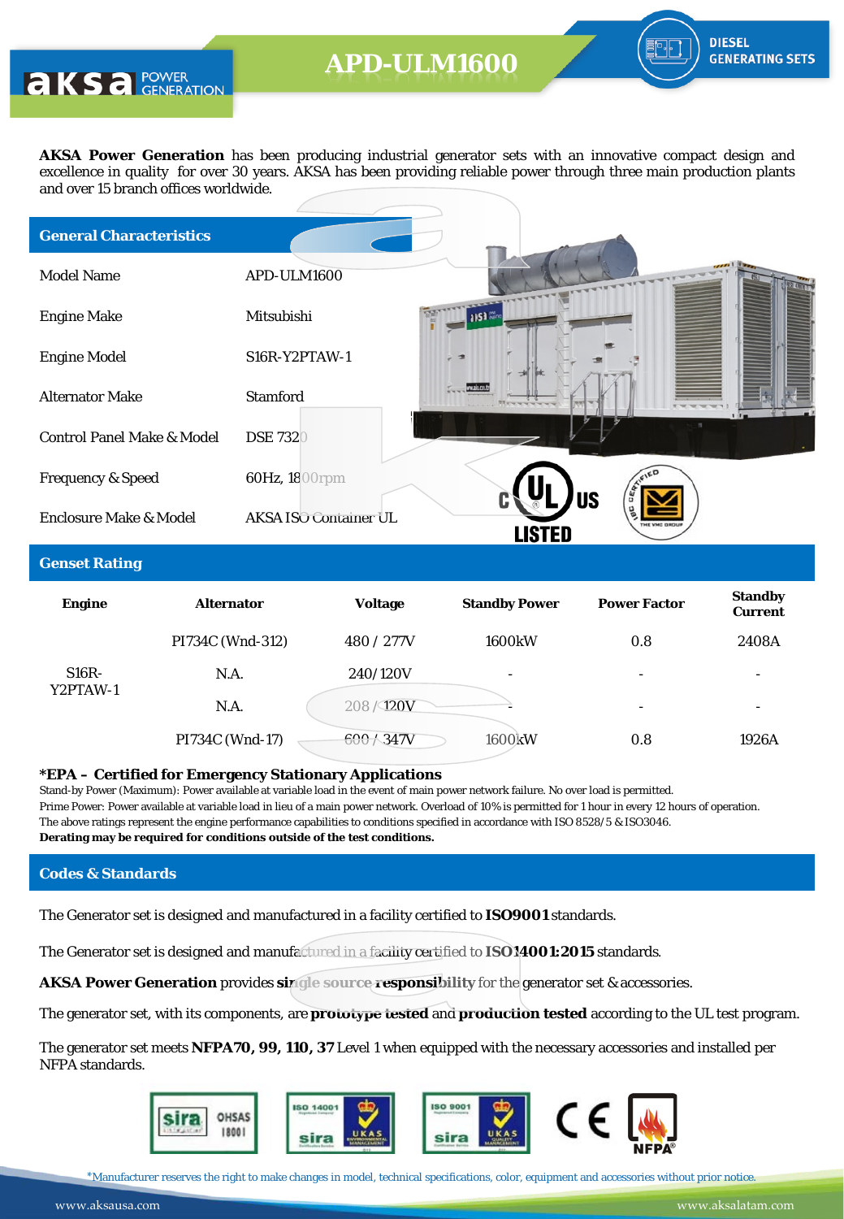# APD-ULM1600

DIESEL GENERATING SETS

**AKSA Power Generation** has been producing industrial generator sets with an innovative compact design and excellence in quality for over 30 years. AKSA has been providing reliable power through three main production plants and over 15 branch offices worldwide.

## General Characteristics

| | |
|---|---|
| Model Name | APD-ULM1600 |
| Engine Make | Mitsubishi |
| Engine Model | S16R-Y2PTAW-1 |
| Alternator Make | Stamford |
| Control Panel Make & Model | DSE 7320 |
| Frequency & Speed | 60Hz, 1800rpm |
| Enclosure Make & Model | AKSA ISO Container UL |

## Genset Rating

| Engine | Alternator | Voltage | Standby Power | Power Factor | Standby Current |
|---|---|---|---|---|---|
| S16R-Y2PTAW-1 | PI734C (Wnd-312) | 480 / 277V | 1600kW | 0.8 | 2408A |
| | N.A. | 240/120V | - | - | - |
| | N.A. | 208 / 120V | - | - | - |
| | PI734C (Wnd-17) | 600 / 347V | 1600kW | 0.8 | 1926A |

**\*EPA – Certified for Emergency Stationary Applications**

Stand-by Power (Maximum): Power available at variable load in the event of main power network failure. No over load is permitted.
Prime Power: Power available at variable load in lieu of a main power network. Overload of 10% is permitted for 1 hour in every 12 hours of operation.
The above ratings represent the engine performance capabilities to conditions specified in accordance with ISO 8528/5 & ISO3046.
**Derating may be required for conditions outside of the test conditions.**

## Codes & Standards

The Generator set is designed and manufactured in a facility certified to **ISO9001** standards.

The Generator set is designed and manufactured in a facility certified to **ISO14001:2015** standards.

**AKSA Power Generation** provides **single source responsibility** for the generator set & accessories.

The generator set, with its components, are **prototype tested** and **production tested** according to the UL test program.

The generator set meets **NFPA70, 99, 110, 37** Level 1 when equipped with the necessary accessories and installed per NFPA standards.

\*Manufacturer reserves the right to make changes in model, technical specifications, color, equipment and accessories without prior notice.

www.aksausa.com www.aksalatam.com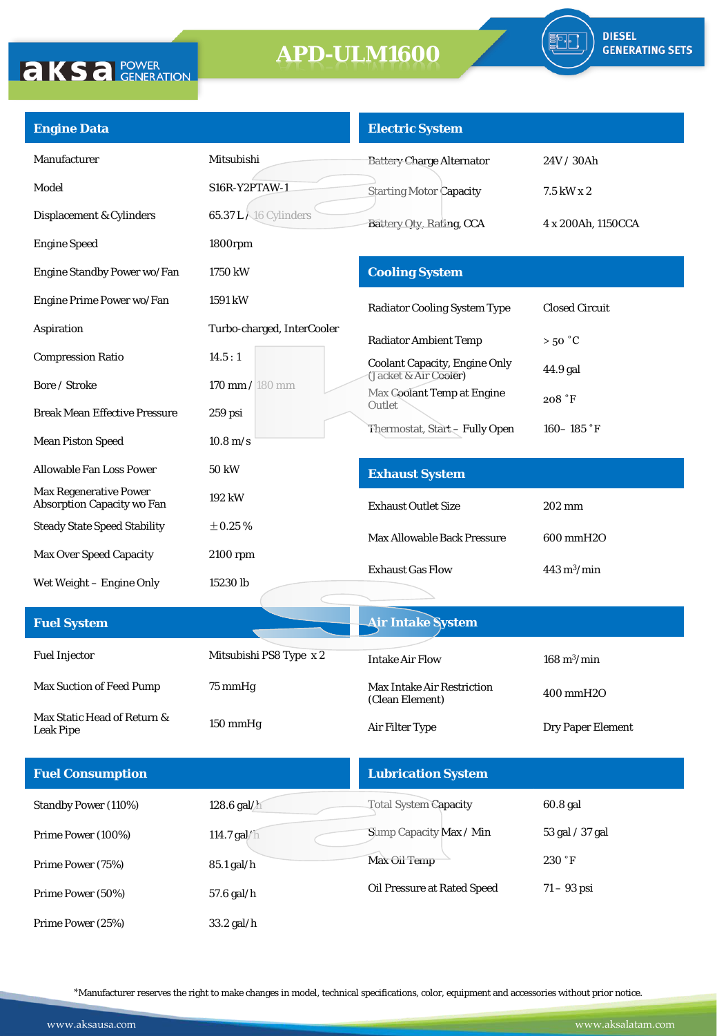# APD-ULM1600

DIESEL GENERATING SETS

## Engine Data

| | |
|---|---|
| Manufacturer | Mitsubishi |
| Model | S16R-Y2PTAW-1 |
| Displacement & Cylinders | 65.37 L / 16 Cylinders |
| Engine Speed | 1800rpm |
| Engine Standby Power wo/Fan | 1750 kW |
| Engine Prime Power wo/Fan | 1591 kW |
| Aspiration | Turbo-charged, InterCooler |
| Compression Ratio | 14.5 : 1 |
| Bore / Stroke | 170 mm / 180 mm |
| Break Mean Effective Pressure | 259 psi |
| Mean Piston Speed | 10.8 m/s |
| Allowable Fan Loss Power | 50 kW |
| Max Regenerative Power Absorption Capacity wo Fan | 192 kW |
| Steady State Speed Stability | ±0.25 % |
| Max Over Speed Capacity | 2100 rpm |
| Wet Weight – Engine Only | 15230 lb |

## Electric System

| | |
|---|---|
| Battery Charge Alternator | 24V / 30Ah |
| Starting Motor Capacity | 7.5 kW x 2 |
| Battery Qty, Rating, CCA | 4 x 200Ah, 1150CCA |

## Cooling System

| | |
|---|---|
| Radiator Cooling System Type | Closed Circuit |
| Radiator Ambient Temp | > 50 °C |
| Coolant Capacity, Engine Only (Jacket & Air Cooler) | 44.9 gal |
| Max Coolant Temp at Engine Outlet | 208 °F |
| Thermostat, Start – Fully Open | 160– 185 °F |

## Exhaust System

| | |
|---|---|
| Exhaust Outlet Size | 202 mm |
| Max Allowable Back Pressure | 600 mmH2O |
| Exhaust Gas Flow | 443 $m^3$/min |

## Fuel System

| | |
|---|---|
| Fuel Injector | Mitsubishi PS8 Type x 2 |
| Max Suction of Feed Pump | 75 mmHg |
| Max Static Head of Return & Leak Pipe | 150 mmHg |

## Air Intake System

| | |
|---|---|
| Intake Air Flow | 168 $m^3$/min |
| Max Intake Air Restriction (Clean Element) | 400 mmH2O |
| Air Filter Type | Dry Paper Element |

## Fuel Consumption

| | |
|---|---|
| Standby Power (110%) | 128.6 gal/h |
| Prime Power (100%) | 114.7 gal/h |
| Prime Power (75%) | 85.1 gal/h |
| Prime Power (50%) | 57.6 gal/h |
| Prime Power (25%) | 33.2 gal/h |

## Lubrication System

| | |
|---|---|
| Total System Capacity | 60.8 gal |
| Sump Capacity Max / Min | 53 gal / 37 gal |
| Max Oil Temp | 230 °F |
| Oil Pressure at Rated Speed | 71 – 93 psi |

*Manufacturer reserves the right to make changes in model, technical specifications, color, equipment and accessories without prior notice.

www.aksausa.com www.aksalatam.com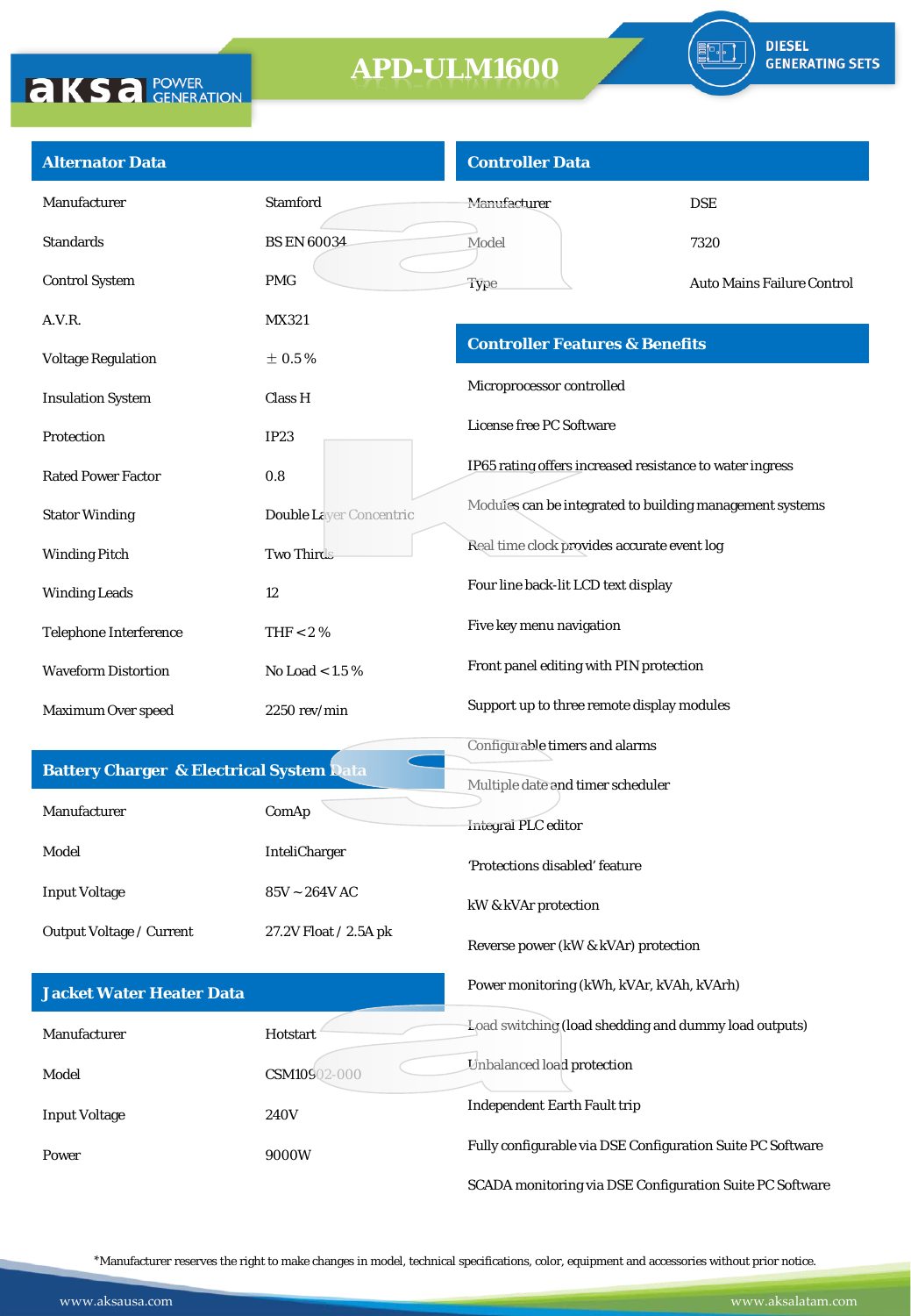# APD-ULM1600

DIESEL GENERATING SETS

## Alternator Data

| | |
|---|---|
| Manufacturer | Stamford |
| Standards | BS EN 60034 |
| Control System | PMG |
| A.V.R. | MX321 |
| Voltage Regulation | ± 0.5 % |
| Insulation System | Class H |
| Protection | IP23 |
| Rated Power Factor | 0.8 |
| Stator Winding | Double Layer Concentric |
| Winding Pitch | Two Thirds |
| Winding Leads | 12 |
| Telephone Interference | THF < 2 % |
| Waveform Distortion | No Load < 1.5 % |
| Maximum Over speed | 2250 rev/min |

## Battery Charger & Electrical System Data

| | |
|---|---|
| Manufacturer | ComAp |
| Model | InteliCharger |
| Input Voltage | 85V ~ 264V AC |
| Output Voltage / Current | 27.2V Float / 2.5A pk |

## Jacket Water Heater Data

| | |
|---|---|
| Manufacturer | Hotstart |
| Model | CSM10902-000 |
| Input Voltage | 240V |
| Power | 9000W |

## Controller Data

| | |
|---|---|
| Manufacturer | DSE |
| Model | 7320 |
| Type | Auto Mains Failure Control |

## Controller Features & Benefits

- Microprocessor controlled
- License free PC Software
- IP65 rating offers increased resistance to water ingress
- Modules can be integrated to building management systems
- Real time clock provides accurate event log
- Four line back-lit LCD text display
- Five key menu navigation
- Front panel editing with PIN protection
- Support up to three remote display modules
- Configurable timers and alarms
- Multiple date and timer scheduler
- Integral PLC editor
- 'Protections disabled' feature
- kW & kVAr protection
- Reverse power (kW & kVAr) protection
- Power monitoring (kWh, kVAr, kVAh, kVArh)
- Load switching (load shedding and dummy load outputs)
- Unbalanced load protection
- Independent Earth Fault trip
- Fully configurable via DSE Configuration Suite PC Software
- SCADA monitoring via DSE Configuration Suite PC Software

*Manufacturer reserves the right to make changes in model, technical specifications, color, equipment and accessories without prior notice.

www.aksausa.com www.aksalatam.com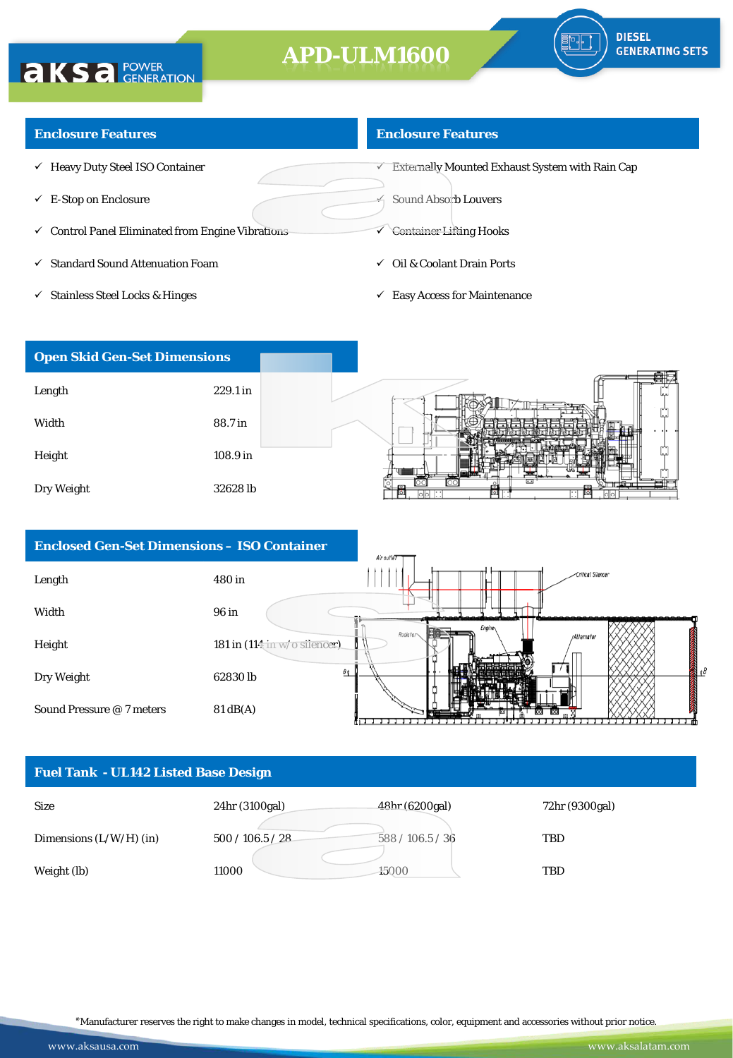# APD-ULM1600

DIESEL GENERATING SETS

## Enclosure Features

- ✓ Heavy Duty Steel ISO Container
- ✓ E-Stop on Enclosure
- ✓ Control Panel Eliminated from Engine Vibrations
- ✓ Standard Sound Attenuation Foam
- ✓ Stainless Steel Locks & Hinges
- ✓ Externally Mounted Exhaust System with Rain Cap
- ✓ Sound Absorb Louvers
- ✓ Container Lifting Hooks
- ✓ Oil & Coolant Drain Ports
- ✓ Easy Access for Maintenance

## Open Skid Gen-Set Dimensions

| | |
|---|---|
| Length | 229.1 in |
| Width | 88.7 in |
| Height | 108.9 in |
| Dry Weight | 32628 lb |

## Enclosed Gen-Set Dimensions – ISO Container

| | |
|---|---|
| Length | 480 in |
| Width | 96 in |
| Height | 181 in (114 in w/o silencer) |
| Dry Weight | 62830 lb |
| Sound Pressure @ 7 meters | 81 dB(A) |

## Fuel Tank - UL142 Listed Base Design

| | | | |
|---|---|---|---|
| Size | 24hr (3100gal) | 48hr (6200gal) | 72hr (9300gal) |
| Dimensions (L/W/H) (in) | 500 / 106.5 / 28 | 588 / 106.5 / 36 | TBD |
| Weight (lb) | 11000 | 15000 | TBD |

*Manufacturer reserves the right to make changes in model, technical specifications, color, equipment and accessories without prior notice.

www.aksausa.com www.aksalatam.com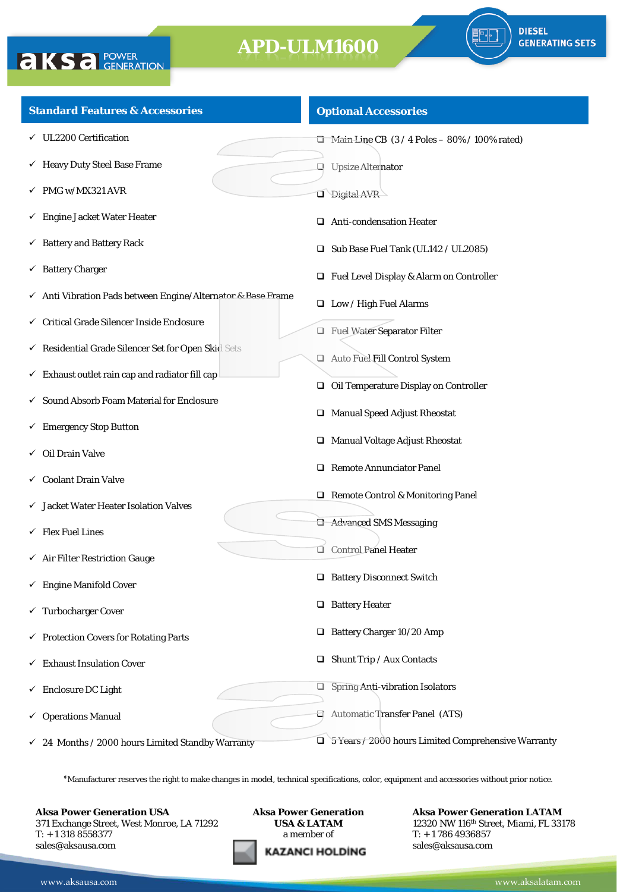# APD-ULM1600

DIESEL GENERATING SETS

## Standard Features & Accessories

- ✓ UL2200 Certification
- ✓ Heavy Duty Steel Base Frame
- ✓ PMG w/ MX321 AVR
- ✓ Engine Jacket Water Heater
- ✓ Battery and Battery Rack
- ✓ Battery Charger
- ✓ Anti Vibration Pads between Engine/Alternator & Base Frame
- ✓ Critical Grade Silencer Inside Enclosure
- ✓ Residential Grade Silencer Set for Open Skid Sets
- ✓ Exhaust outlet rain cap and radiator fill cap
- ✓ Sound Absorb Foam Material for Enclosure
- ✓ Emergency Stop Button
- ✓ Oil Drain Valve
- ✓ Coolant Drain Valve
- ✓ Jacket Water Heater Isolation Valves
- ✓ Flex Fuel Lines
- ✓ Air Filter Restriction Gauge
- ✓ Engine Manifold Cover
- ✓ Turbocharger Cover
- ✓ Protection Covers for Rotating Parts
- ✓ Exhaust Insulation Cover
- ✓ Enclosure DC Light
- ✓ Operations Manual
- ✓ 24 Months / 2000 hours Limited Standby Warranty

## Optional Accessories

- ❑ Main Line CB (3 / 4 Poles – 80% / 100% rated)
- ❑ Upsize Alternator
- ❑ Digital AVR
- ❑ Anti-condensation Heater
- ❑ Sub Base Fuel Tank (UL142 / UL2085)
- ❑ Fuel Level Display & Alarm on Controller
- ❑ Low / High Fuel Alarms
- ❑ Fuel Water Separator Filter
- ❑ Auto Fuel Fill Control System
- ❑ Oil Temperature Display on Controller
- ❑ Manual Speed Adjust Rheostat
- ❑ Manual Voltage Adjust Rheostat
- ❑ Remote Annunciator Panel
- ❑ Remote Control & Monitoring Panel
- ❑ Advanced SMS Messaging
- ❑ Control Panel Heater
- ❑ Battery Disconnect Switch
- ❑ Battery Heater
- ❑ Battery Charger 10/20 Amp
- ❑ Shunt Trip / Aux Contacts
- ❑ Spring Anti-vibration Isolators
- ❑ Automatic Transfer Panel (ATS)
- ❑ 5 Years / 2000 hours Limited Comprehensive Warranty

*Manufacturer reserves the right to make changes in model, technical specifications, color, equipment and accessories without prior notice.

**Aksa Power Generation USA**
371 Exchange Street, West Monroe, LA 71292
T: +1 318 8558377
sales@aksausa.com

**Aksa Power Generation USA & LATAM**
a member of
KAZANCI HOLDİNG

**Aksa Power Generation LATAM**
12320 NW 116th Street, Miami, FL 33178
T: +1 786 4936857
sales@aksausa.com

www.aksausa.com www.aksalatam.com